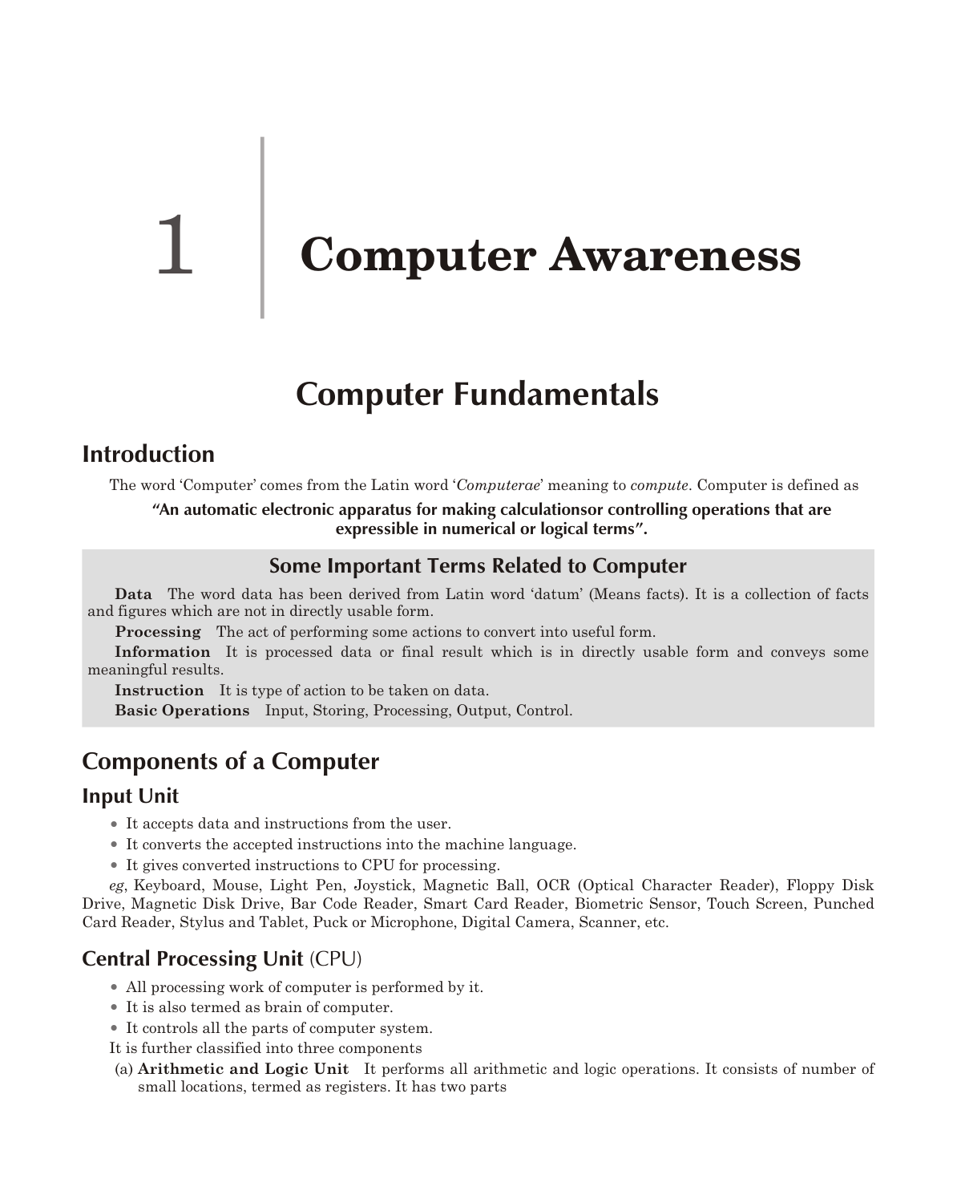# 1 Computer Awareness

## Computer Fundamentals

### Introduction

The word 'Computer' comes from the Latin word '*Computerae*' meaning to *compute*. Computer is defined as

**"An automatic electronic apparatus for making calculationsor controlling operations that are expressible in numerical or logical terms".**

### Some Important Terms Related to Computer

**Data** The word data has been derived from Latin word 'datum' (Means facts). It is a collection of facts and figures which are not in directly usable form.

**Processing** The act of performing some actions to convert into useful form.

**Information** It is processed data or final result which is in directly usable form and conveys some meaningful results.

**Instruction** It is type of action to be taken on data.

**Basic Operations** Input, Storing, Processing, Output, Control.

## Components of a Computer

### Input Unit

- It accepts data and instructions from the user.
- It converts the accepted instructions into the machine language.
- It gives converted instructions to CPU for processing.

*eg*, Keyboard, Mouse, Light Pen, Joystick, Magnetic Ball, OCR (Optical Character Reader), Floppy Disk Drive, Magnetic Disk Drive, Bar Code Reader, Smart Card Reader, Biometric Sensor, Touch Screen, Punched Card Reader, Stylus and Tablet, Puck or Microphone, Digital Camera, Scanner, etc.

### Central Processing Unit (CPU)

- All processing work of computer is performed by it.
- It is also termed as brain of computer.
- It controls all the parts of computer system.

It is further classified into three components

(a) **Arithmetic and Logic Unit** It performs all arithmetic and logic operations. It consists of number of small locations, termed as registers. It has two parts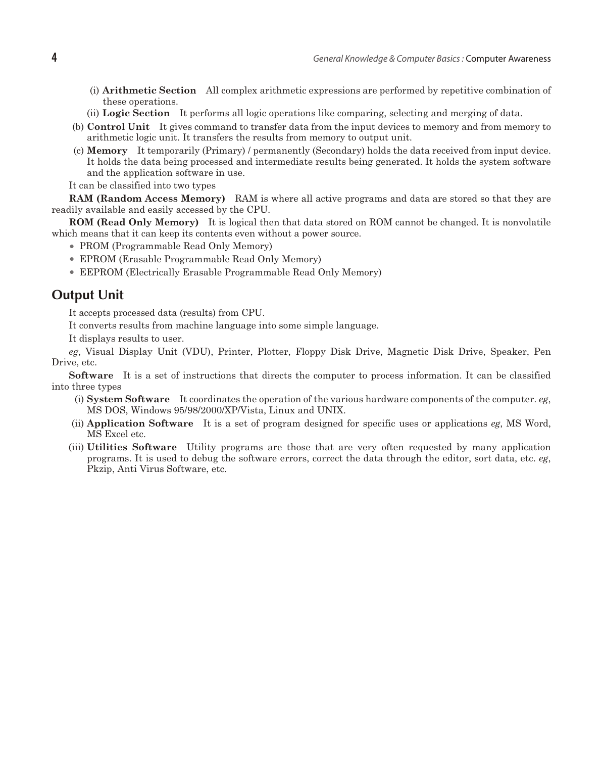(i) **Arithmetic Section** All complex arithmetic expressions are performed by repetitive combination of these operations.

(ii) **Logic Section** It performs all logic operations like comparing, selecting and merging of data.

(b) **Control Unit** It gives command to transfer data from the input devices to memory and from memory to arithmetic logic unit. It transfers the results from memory to output unit.

(c) **Memory** It temporarily (Primary) / permanently (Secondary) holds the data received from input device. It holds the data being processed and intermediate results being generated. It holds the system software and the application software in use.

It can be classified into two types

**RAM (Random Access Memory)** RAM is where all active programs and data are stored so that they are readily available and easily accessed by the CPU.

**ROM (Read Only Memory)** It is logical then that data stored on ROM cannot be changed. It is nonvolatile which means that it can keep its contents even without a power source.

- PROM (Programmable Read Only Memory)
- EPROM (Erasable Programmable Read Only Memory)
- EEPROM (Electrically Erasable Programmable Read Only Memory)

## Output Unit

It accepts processed data (results) from CPU.

It converts results from machine language into some simple language.

It displays results to user.

*eg*, Visual Display Unit (VDU), Printer, Plotter, Floppy Disk Drive, Magnetic Disk Drive, Speaker, Pen Drive, etc.

**Software** It is a set of instructions that directs the computer to process information. It can be classified into three types

(i) **System Software** It coordinates the operation of the various hardware components of the computer. *eg*, MS DOS, Windows 95/98/2000/XP/Vista, Linux and UNIX.

(ii) **Application Software** It is a set of program designed for specific uses or applications *eg*, MS Word, MS Excel etc.

(iii) **Utilities Software** Utility programs are those that are very often requested by many application programs. It is used to debug the software errors, correct the data through the editor, sort data, etc. *eg*, Pkzip, Anti Virus Software, etc.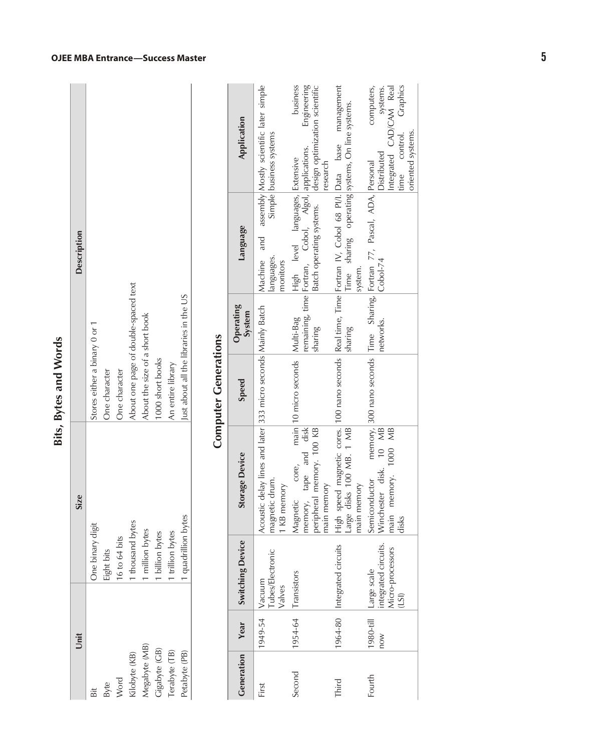## Bits, Bytes and Words

| Unit | Size | Description |
|---|---|---|
| Bit | One binary digit | Stores either a binary 0 or 1 |
| Byte | Eight bits | One character |
| Word | 16 to 64 bits | One character |
| Kilobyte (KB) | 1 thousand bytes | About one page of double-spaced text |
| Megabyte (MB) | 1 million bytes | About the size of a short book |
| Gigabyte (GB) | 1 billion bytes | 1000 short books |
| Terabyte (TB) | 1 trillion bytes | An entire library |
| Petabyte (PB) | 1 quadrillion bytes | Just about all the libraries in the US |

## Computer Generations

| Generation | Year | Switching Device | Storage Device | Speed | Operating System | Language | Application |
|---|---|---|---|---|---|---|---|
| First | 1949-54 | Vacuum Tubes/Electronic Valves | Acoustic delay lines and later magnetic drum. 1 KB memory | 333 micro seconds | Mainly Batch | Machine and assembly languages. Simple monitors | Mostly scientific later simple business systems |
| Second | 1954-64 | Transistors | Magnetic core, main memory, tape and disk peripheral memory. 100 KB main memory | 10 micro seconds | Multi-Bag remaining, time sharing | High level languages, Fortran, Cobol, Algol, Batch operating systems. | Extensive business applications. Engineering design optimization scientific research |
| Third | 1964-80 | Integrated circuits | High speed magnetic cores. Large disks 100 MB. 1 MB main memory | 100 nano seconds | Real time, Time sharing | Fortran IV, Cobol 68 Pl/l. Time sharing operating system. | Data base management systems, On line systems. |
| Fourth | 1980-till now | Large scale integrated circuits. Micro-processors (LSI) | Semiconductor memory, Winchester disk. 10 MB main memory. 1000 MB disks | 300 nano seconds | Time Sharing, networks. | Fortran 77, Pascal, ADA, Cobol-74 | Personal computers, Distributed systems. Integrated CAD/CAM Real time control. Graphics oriented systems. |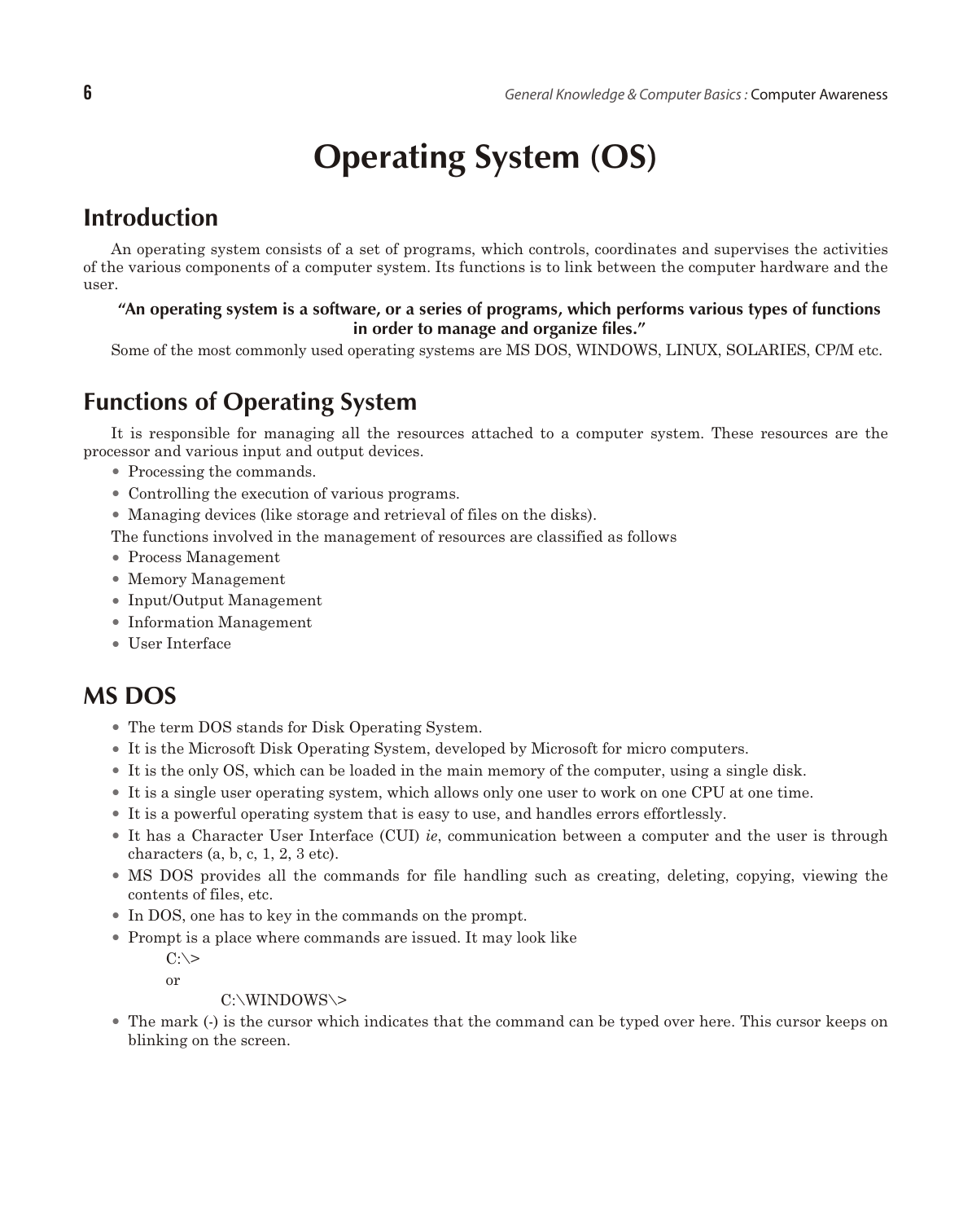# Operating System (OS)

## Introduction

An operating system consists of a set of programs, which controls, coordinates and supervises the activities of the various components of a computer system. Its functions is to link between the computer hardware and the user.

**"An operating system is a software, or a series of programs, which performs various types of functions in order to manage and organize files."**

Some of the most commonly used operating systems are MS DOS, WINDOWS, LINUX, SOLARIES, CP/M etc.

## Functions of Operating System

It is responsible for managing all the resources attached to a computer system. These resources are the processor and various input and output devices.

- Processing the commands.
- Controlling the execution of various programs.
- Managing devices (like storage and retrieval of files on the disks).

The functions involved in the management of resources are classified as follows

- Process Management
- Memory Management
- Input/Output Management
- Information Management
- User Interface

## MS DOS

- The term DOS stands for Disk Operating System.
- It is the Microsoft Disk Operating System, developed by Microsoft for micro computers.
- It is the only OS, which can be loaded in the main memory of the computer, using a single disk.
- It is a single user operating system, which allows only one user to work on one CPU at one time.
- It is a powerful operating system that is easy to use, and handles errors effortlessly.
- It has a Character User Interface (CUI) *ie*, communication between a computer and the user is through characters (a, b, c, 1, 2, 3 etc).
- MS DOS provides all the commands for file handling such as creating, deleting, copying, viewing the contents of files, etc.
- In DOS, one has to key in the commands on the prompt.
- Prompt is a place where commands are issued. It may look like

  C:\>

  or

  C:\WINDOWS\>
- The mark (-) is the cursor which indicates that the command can be typed over here. This cursor keeps on blinking on the screen.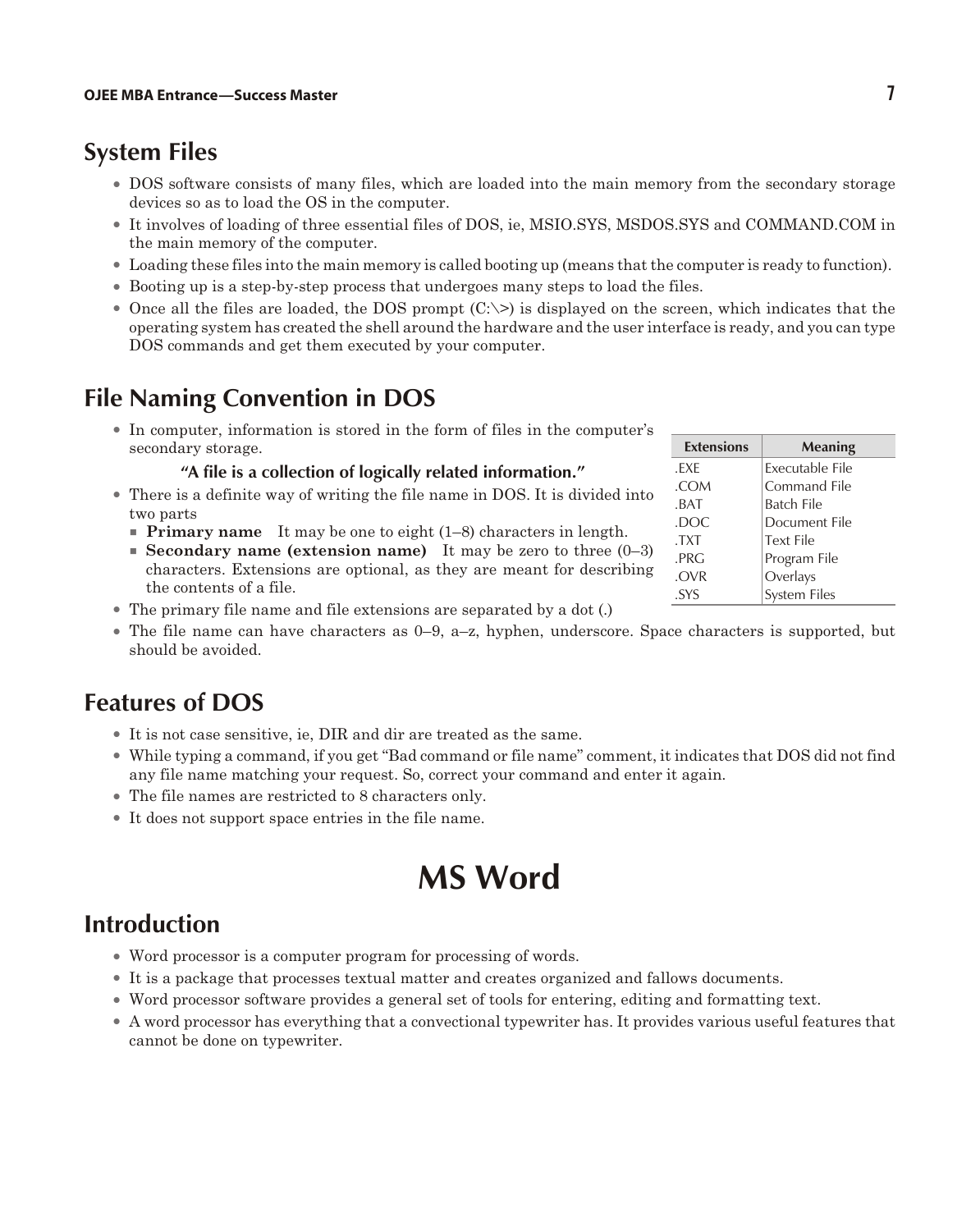## System Files

- DOS software consists of many files, which are loaded into the main memory from the secondary storage devices so as to load the OS in the computer.
- It involves of loading of three essential files of DOS, ie, MSIO.SYS, MSDOS.SYS and COMMAND.COM in the main memory of the computer.
- Loading these files into the main memory is called booting up (means that the computer is ready to function).
- Booting up is a step-by-step process that undergoes many steps to load the files.
- Once all the files are loaded, the DOS prompt (C:\>) is displayed on the screen, which indicates that the operating system has created the shell around the hardware and the user interface is ready, and you can type DOS commands and get them executed by your computer.

## File Naming Convention in DOS

- In computer, information is stored in the form of files in the computer's secondary storage.

**"A file is a collection of logically related information."**

- There is a definite way of writing the file name in DOS. It is divided into two parts
  - **Primary name** It may be one to eight (1–8) characters in length.
  - **Secondary name (extension name)** It may be zero to three (0–3) characters. Extensions are optional, as they are meant for describing the contents of a file.
- The primary file name and file extensions are separated by a dot (.)
- The file name can have characters as 0–9, a–z, hyphen, underscore. Space characters is supported, but should be avoided.

| Extensions | Meaning |
|---|---|
| .EXE | Executable File |
| .COM | Command File |
| .BAT | Batch File |
| .DOC | Document File |
| .TXT | Text File |
| .PRG | Program File |
| .OVR | Overlays |
| .SYS | System Files |

## Features of DOS

- It is not case sensitive, ie, DIR and dir are treated as the same.
- While typing a command, if you get "Bad command or file name" comment, it indicates that DOS did not find any file name matching your request. So, correct your command and enter it again.
- The file names are restricted to 8 characters only.
- It does not support space entries in the file name.

# MS Word

## Introduction

- Word processor is a computer program for processing of words.
- It is a package that processes textual matter and creates organized and fallows documents.
- Word processor software provides a general set of tools for entering, editing and formatting text.
- A word processor has everything that a convectional typewriter has. It provides various useful features that cannot be done on typewriter.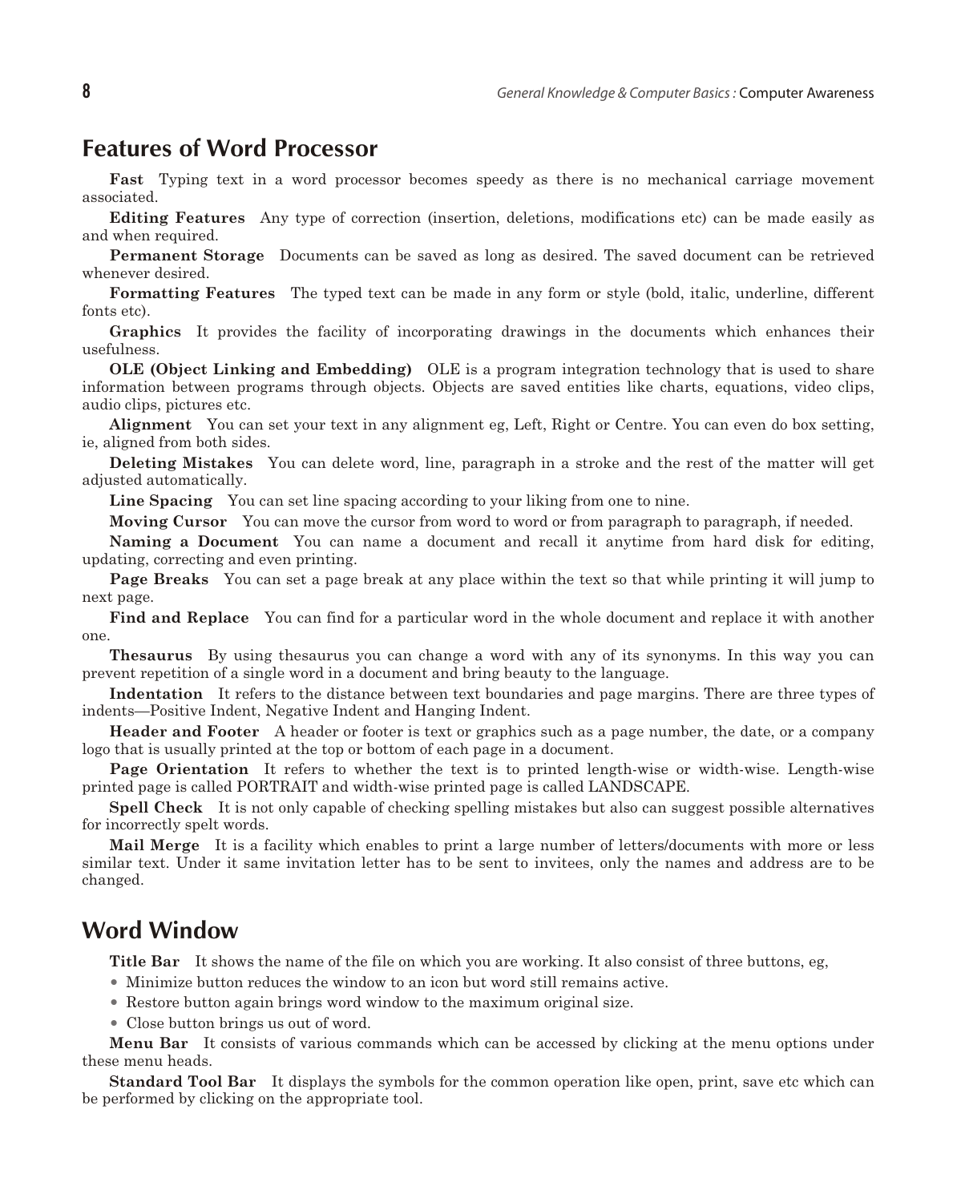## Features of Word Processor

**Fast** Typing text in a word processor becomes speedy as there is no mechanical carriage movement associated.

**Editing Features** Any type of correction (insertion, deletions, modifications etc) can be made easily as and when required.

**Permanent Storage** Documents can be saved as long as desired. The saved document can be retrieved whenever desired.

**Formatting Features** The typed text can be made in any form or style (bold, italic, underline, different fonts etc).

**Graphics** It provides the facility of incorporating drawings in the documents which enhances their usefulness.

**OLE (Object Linking and Embedding)** OLE is a program integration technology that is used to share information between programs through objects. Objects are saved entities like charts, equations, video clips, audio clips, pictures etc.

**Alignment** You can set your text in any alignment eg, Left, Right or Centre. You can even do box setting, ie, aligned from both sides.

**Deleting Mistakes** You can delete word, line, paragraph in a stroke and the rest of the matter will get adjusted automatically.

**Line Spacing** You can set line spacing according to your liking from one to nine.

**Moving Cursor** You can move the cursor from word to word or from paragraph to paragraph, if needed.

**Naming a Document** You can name a document and recall it anytime from hard disk for editing, updating, correcting and even printing.

**Page Breaks** You can set a page break at any place within the text so that while printing it will jump to next page.

**Find and Replace** You can find for a particular word in the whole document and replace it with another one.

**Thesaurus** By using thesaurus you can change a word with any of its synonyms. In this way you can prevent repetition of a single word in a document and bring beauty to the language.

**Indentation** It refers to the distance between text boundaries and page margins. There are three types of indents—Positive Indent, Negative Indent and Hanging Indent.

**Header and Footer** A header or footer is text or graphics such as a page number, the date, or a company logo that is usually printed at the top or bottom of each page in a document.

**Page Orientation** It refers to whether the text is to printed length-wise or width-wise. Length-wise printed page is called PORTRAIT and width-wise printed page is called LANDSCAPE.

**Spell Check** It is not only capable of checking spelling mistakes but also can suggest possible alternatives for incorrectly spelt words.

**Mail Merge** It is a facility which enables to print a large number of letters/documents with more or less similar text. Under it same invitation letter has to be sent to invitees, only the names and address are to be changed.

## Word Window

**Title Bar** It shows the name of the file on which you are working. It also consist of three buttons, eg,

- Minimize button reduces the window to an icon but word still remains active.
- Restore button again brings word window to the maximum original size.
- Close button brings us out of word.

**Menu Bar** It consists of various commands which can be accessed by clicking at the menu options under these menu heads.

**Standard Tool Bar** It displays the symbols for the common operation like open, print, save etc which can be performed by clicking on the appropriate tool.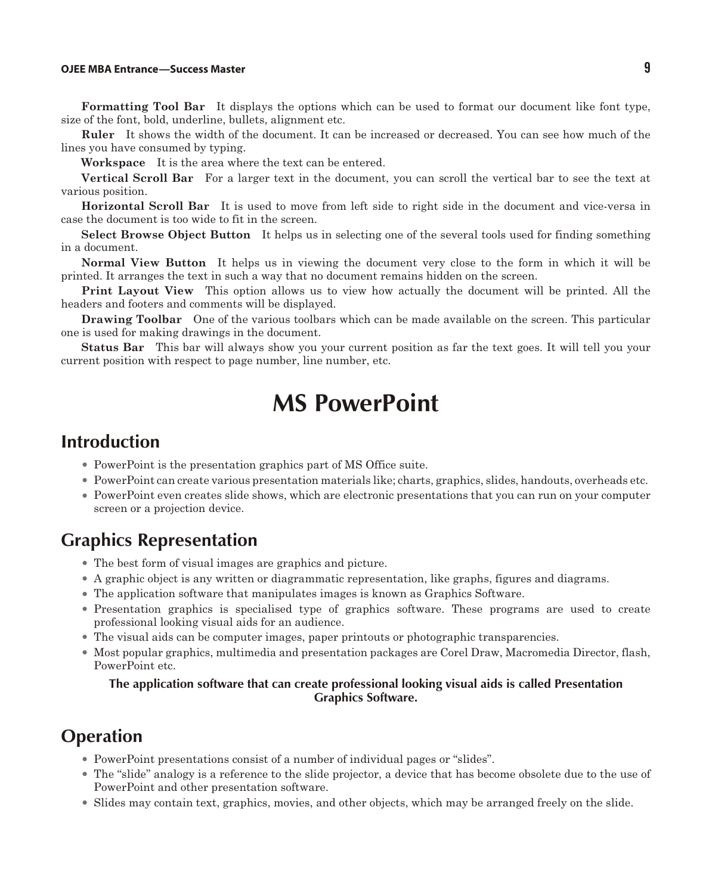**Formatting Tool Bar** It displays the options which can be used to format our document like font type, size of the font, bold, underline, bullets, alignment etc.

**Ruler** It shows the width of the document. It can be increased or decreased. You can see how much of the lines you have consumed by typing.

**Workspace** It is the area where the text can be entered.

**Vertical Scroll Bar** For a larger text in the document, you can scroll the vertical bar to see the text at various position.

**Horizontal Scroll Bar** It is used to move from left side to right side in the document and vice-versa in case the document is too wide to fit in the screen.

**Select Browse Object Button** It helps us in selecting one of the several tools used for finding something in a document.

**Normal View Button** It helps us in viewing the document very close to the form in which it will be printed. It arranges the text in such a way that no document remains hidden on the screen.

**Print Layout View** This option allows us to view how actually the document will be printed. All the headers and footers and comments will be displayed.

**Drawing Toolbar** One of the various toolbars which can be made available on the screen. This particular one is used for making drawings in the document.

**Status Bar** This bar will always show you your current position as far the text goes. It will tell you your current position with respect to page number, line number, etc.

# MS PowerPoint

## Introduction

- PowerPoint is the presentation graphics part of MS Office suite.
- PowerPoint can create various presentation materials like; charts, graphics, slides, handouts, overheads etc.
- PowerPoint even creates slide shows, which are electronic presentations that you can run on your computer screen or a projection device.

## Graphics Representation

- The best form of visual images are graphics and picture.
- A graphic object is any written or diagrammatic representation, like graphs, figures and diagrams.
- The application software that manipulates images is known as Graphics Software.
- Presentation graphics is specialised type of graphics software. These programs are used to create professional looking visual aids for an audience.
- The visual aids can be computer images, paper printouts or photographic transparencies.
- Most popular graphics, multimedia and presentation packages are Corel Draw, Macromedia Director, flash, PowerPoint etc.

**The application software that can create professional looking visual aids is called Presentation Graphics Software.**

## Operation

- PowerPoint presentations consist of a number of individual pages or "slides".
- The "slide" analogy is a reference to the slide projector, a device that has become obsolete due to the use of PowerPoint and other presentation software.
- Slides may contain text, graphics, movies, and other objects, which may be arranged freely on the slide.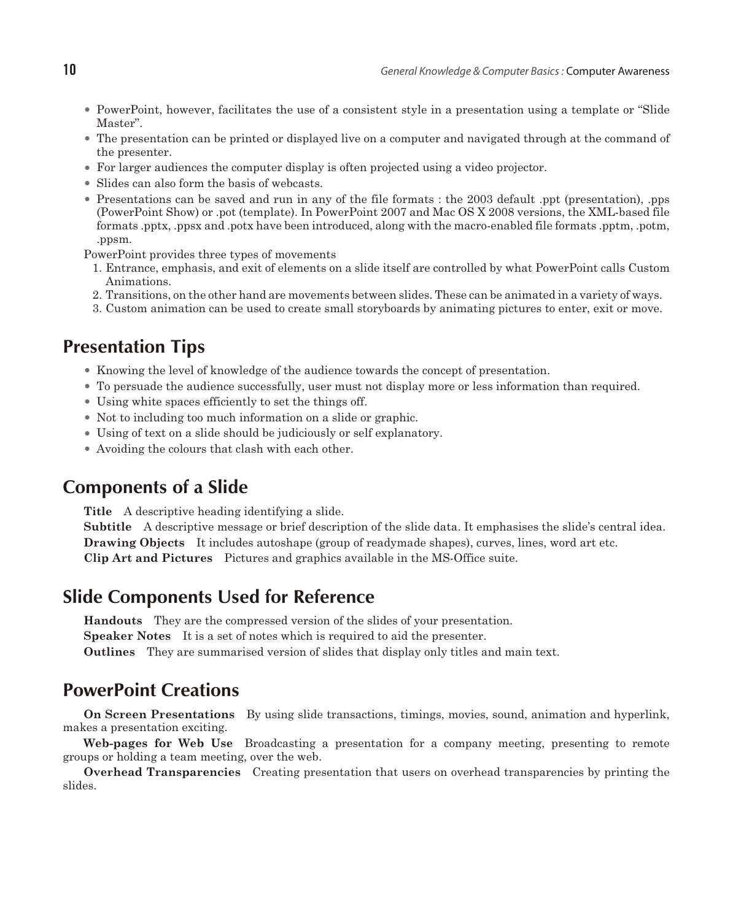- PowerPoint, however, facilitates the use of a consistent style in a presentation using a template or "Slide Master".
- The presentation can be printed or displayed live on a computer and navigated through at the command of the presenter.
- For larger audiences the computer display is often projected using a video projector.
- Slides can also form the basis of webcasts.
- Presentations can be saved and run in any of the file formats : the 2003 default .ppt (presentation), .pps (PowerPoint Show) or .pot (template). In PowerPoint 2007 and Mac OS X 2008 versions, the XML-based file formats .pptx, .ppsx and .potx have been introduced, along with the macro-enabled file formats .pptm, .potm, .ppsm.

PowerPoint provides three types of movements

1. Entrance, emphasis, and exit of elements on a slide itself are controlled by what PowerPoint calls Custom Animations.
2. Transitions, on the other hand are movements between slides. These can be animated in a variety of ways.
3. Custom animation can be used to create small storyboards by animating pictures to enter, exit or move.

## Presentation Tips

- Knowing the level of knowledge of the audience towards the concept of presentation.
- To persuade the audience successfully, user must not display more or less information than required.
- Using white spaces efficiently to set the things off.
- Not to including too much information on a slide or graphic.
- Using of text on a slide should be judiciously or self explanatory.
- Avoiding the colours that clash with each other.

## Components of a Slide

**Title** A descriptive heading identifying a slide.

**Subtitle** A descriptive message or brief description of the slide data. It emphasises the slide's central idea.

**Drawing Objects** It includes autoshape (group of readymade shapes), curves, lines, word art etc.

**Clip Art and Pictures** Pictures and graphics available in the MS-Office suite.

## Slide Components Used for Reference

**Handouts** They are the compressed version of the slides of your presentation.

**Speaker Notes** It is a set of notes which is required to aid the presenter.

**Outlines** They are summarised version of slides that display only titles and main text.

## PowerPoint Creations

**On Screen Presentations** By using slide transactions, timings, movies, sound, animation and hyperlink, makes a presentation exciting.

**Web-pages for Web Use** Broadcasting a presentation for a company meeting, presenting to remote groups or holding a team meeting, over the web.

**Overhead Transparencies** Creating presentation that users on overhead transparencies by printing the slides.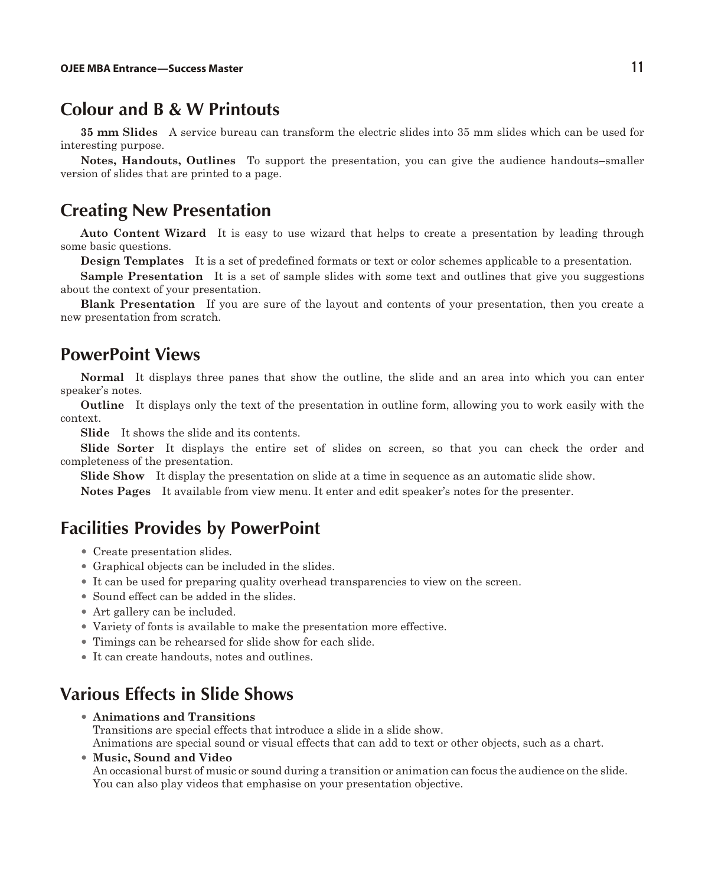## Colour and B & W Printouts

**35 mm Slides** A service bureau can transform the electric slides into 35 mm slides which can be used for interesting purpose.

**Notes, Handouts, Outlines** To support the presentation, you can give the audience handouts–smaller version of slides that are printed to a page.

## Creating New Presentation

**Auto Content Wizard** It is easy to use wizard that helps to create a presentation by leading through some basic questions.

**Design Templates** It is a set of predefined formats or text or color schemes applicable to a presentation.

**Sample Presentation** It is a set of sample slides with some text and outlines that give you suggestions about the context of your presentation.

**Blank Presentation** If you are sure of the layout and contents of your presentation, then you create a new presentation from scratch.

## PowerPoint Views

**Normal** It displays three panes that show the outline, the slide and an area into which you can enter speaker's notes.

**Outline** It displays only the text of the presentation in outline form, allowing you to work easily with the context.

**Slide** It shows the slide and its contents.

**Slide Sorter** It displays the entire set of slides on screen, so that you can check the order and completeness of the presentation.

**Slide Show** It display the presentation on slide at a time in sequence as an automatic slide show.

**Notes Pages** It available from view menu. It enter and edit speaker's notes for the presenter.

## Facilities Provides by PowerPoint

- Create presentation slides.
- Graphical objects can be included in the slides.
- It can be used for preparing quality overhead transparencies to view on the screen.
- Sound effect can be added in the slides.
- Art gallery can be included.
- Variety of fonts is available to make the presentation more effective.
- Timings can be rehearsed for slide show for each slide.
- It can create handouts, notes and outlines.

## Various Effects in Slide Shows

- **Animations and Transitions**
  Transitions are special effects that introduce a slide in a slide show.
  Animations are special sound or visual effects that can add to text or other objects, such as a chart.
- **Music, Sound and Video**
  An occasional burst of music or sound during a transition or animation can focus the audience on the slide. You can also play videos that emphasise on your presentation objective.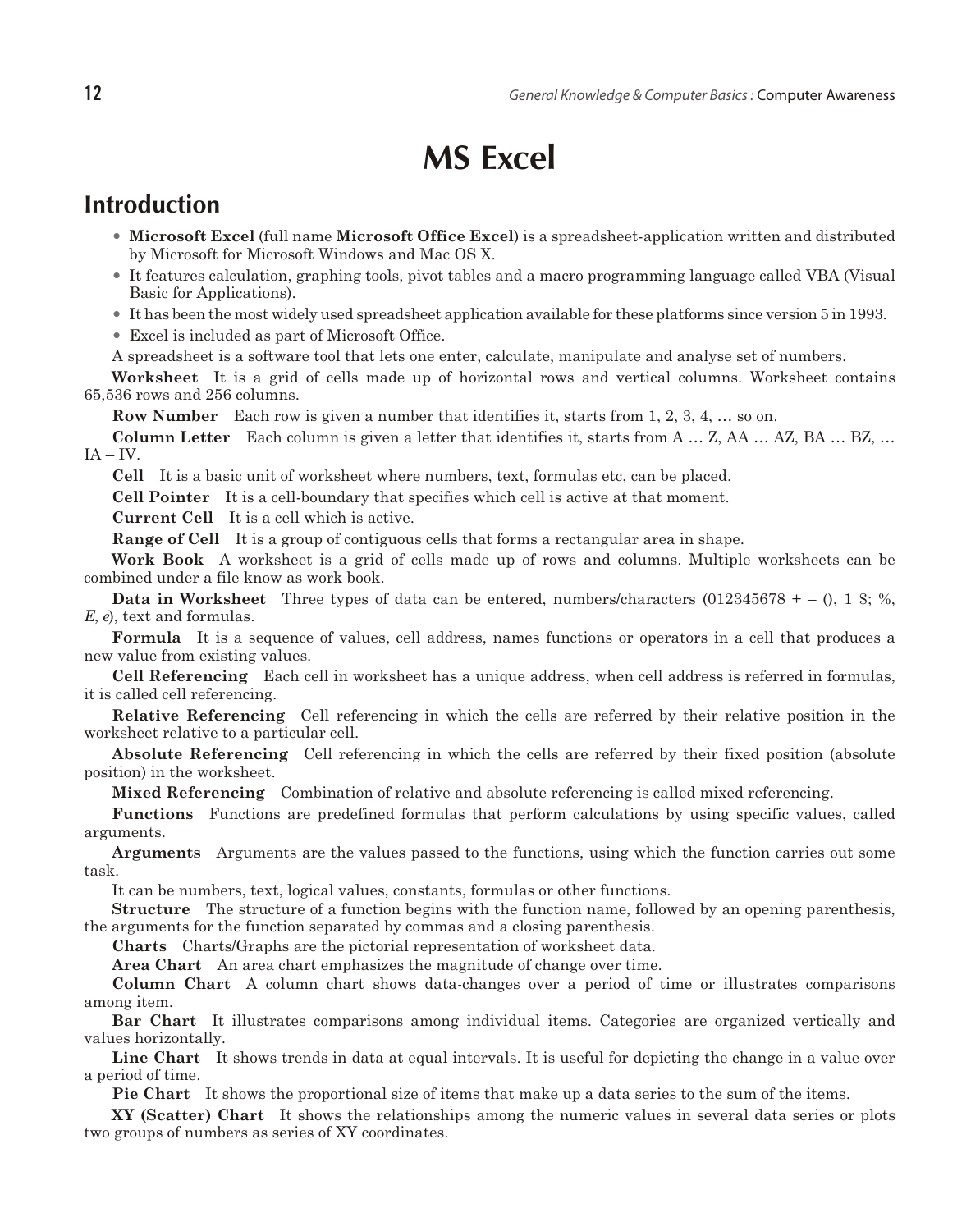# MS Excel

## Introduction

- **Microsoft Excel** (full name **Microsoft Office Excel**) is a spreadsheet-application written and distributed by Microsoft for Microsoft Windows and Mac OS X.
- It features calculation, graphing tools, pivot tables and a macro programming language called VBA (Visual Basic for Applications).
- It has been the most widely used spreadsheet application available for these platforms since version 5 in 1993.
- Excel is included as part of Microsoft Office.

A spreadsheet is a software tool that lets one enter, calculate, manipulate and analyse set of numbers.

**Worksheet** It is a grid of cells made up of horizontal rows and vertical columns. Worksheet contains 65,536 rows and 256 columns.

**Row Number** Each row is given a number that identifies it, starts from 1, 2, 3, 4, … so on.

**Column Letter** Each column is given a letter that identifies it, starts from A … Z, AA … AZ, BA … BZ, … IA – IV.

**Cell** It is a basic unit of worksheet where numbers, text, formulas etc, can be placed.

**Cell Pointer** It is a cell-boundary that specifies which cell is active at that moment.

**Current Cell** It is a cell which is active.

**Range of Cell** It is a group of contiguous cells that forms a rectangular area in shape.

**Work Book** A worksheet is a grid of cells made up of rows and columns. Multiple worksheets can be combined under a file know as work book.

**Data in Worksheet** Three types of data can be entered, numbers/characters (012345678 + – (), 1 $; %, *E*, *e*), text and formulas.

**Formula** It is a sequence of values, cell address, names functions or operators in a cell that produces a new value from existing values.

**Cell Referencing** Each cell in worksheet has a unique address, when cell address is referred in formulas, it is called cell referencing.

**Relative Referencing** Cell referencing in which the cells are referred by their relative position in the worksheet relative to a particular cell.

**Absolute Referencing** Cell referencing in which the cells are referred by their fixed position (absolute position) in the worksheet.

**Mixed Referencing** Combination of relative and absolute referencing is called mixed referencing.

**Functions** Functions are predefined formulas that perform calculations by using specific values, called arguments.

**Arguments** Arguments are the values passed to the functions, using which the function carries out some task.

It can be numbers, text, logical values, constants, formulas or other functions.

**Structure** The structure of a function begins with the function name, followed by an opening parenthesis, the arguments for the function separated by commas and a closing parenthesis.

**Charts** Charts/Graphs are the pictorial representation of worksheet data.

**Area Chart** An area chart emphasizes the magnitude of change over time.

**Column Chart** A column chart shows data-changes over a period of time or illustrates comparisons among item.

**Bar Chart** It illustrates comparisons among individual items. Categories are organized vertically and values horizontally.

**Line Chart** It shows trends in data at equal intervals. It is useful for depicting the change in a value over a period of time.

**Pie Chart** It shows the proportional size of items that make up a data series to the sum of the items.

**XY (Scatter) Chart** It shows the relationships among the numeric values in several data series or plots two groups of numbers as series of XY coordinates.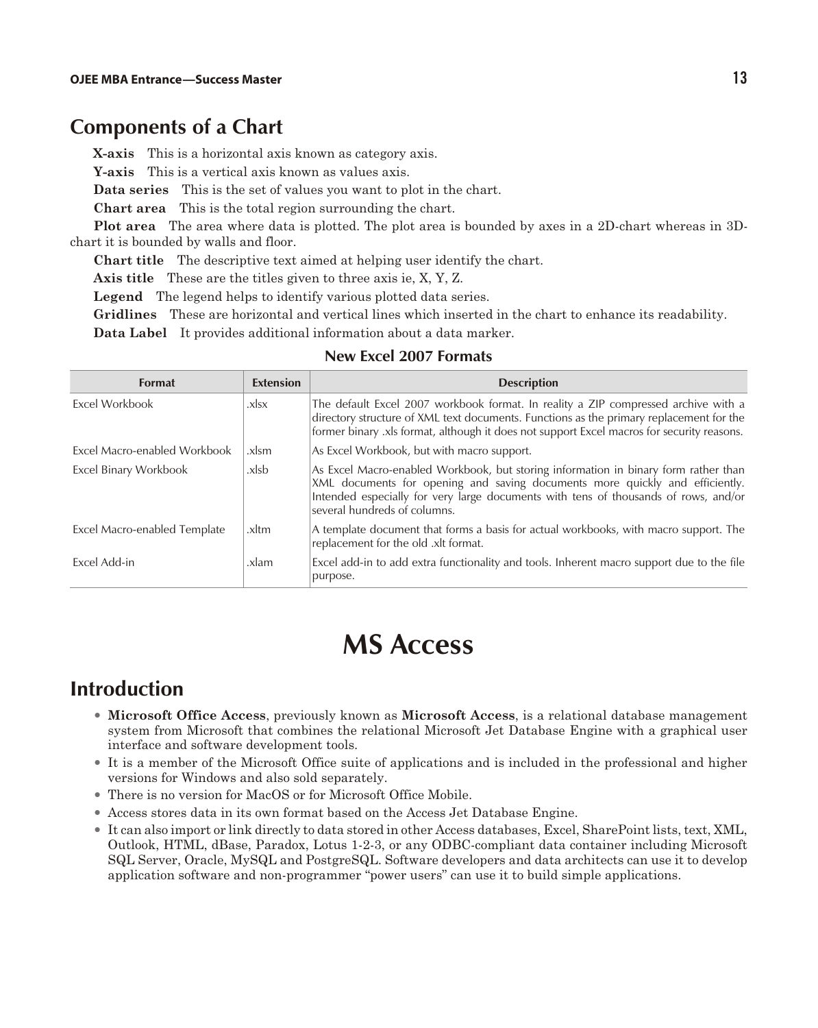## Components of a Chart

**X-axis** This is a horizontal axis known as category axis.

**Y-axis** This is a vertical axis known as values axis.

**Data series** This is the set of values you want to plot in the chart.

**Chart area** This is the total region surrounding the chart.

**Plot area** The area where data is plotted. The plot area is bounded by axes in a 2D-chart whereas in 3D-chart it is bounded by walls and floor.

**Chart title** The descriptive text aimed at helping user identify the chart.

**Axis title** These are the titles given to three axis ie, X, Y, Z.

**Legend** The legend helps to identify various plotted data series.

**Gridlines** These are horizontal and vertical lines which inserted in the chart to enhance its readability.

**Data Label** It provides additional information about a data marker.

**New Excel 2007 Formats**

| Format | Extension | Description |
| --- | --- | --- |
| Excel Workbook | .xlsx | The default Excel 2007 workbook format. In reality a ZIP compressed archive with a directory structure of XML text documents. Functions as the primary replacement for the former binary .xls format, although it does not support Excel macros for security reasons. |
| Excel Macro-enabled Workbook | .xlsm | As Excel Workbook, but with macro support. |
| Excel Binary Workbook | .xlsb | As Excel Macro-enabled Workbook, but storing information in binary form rather than XML documents for opening and saving documents more quickly and efficiently. Intended especially for very large documents with tens of thousands of rows, and/or several hundreds of columns. |
| Excel Macro-enabled Template | .xltm | A template document that forms a basis for actual workbooks, with macro support. The replacement for the old .xlt format. |
| Excel Add-in | .xlam | Excel add-in to add extra functionality and tools. Inherent macro support due to the file purpose. |

# MS Access

## Introduction

- **Microsoft Office Access**, previously known as **Microsoft Access**, is a relational database management system from Microsoft that combines the relational Microsoft Jet Database Engine with a graphical user interface and software development tools.
- It is a member of the Microsoft Office suite of applications and is included in the professional and higher versions for Windows and also sold separately.
- There is no version for MacOS or for Microsoft Office Mobile.
- Access stores data in its own format based on the Access Jet Database Engine.
- It can also import or link directly to data stored in other Access databases, Excel, SharePoint lists, text, XML, Outlook, HTML, dBase, Paradox, Lotus 1-2-3, or any ODBC-compliant data container including Microsoft SQL Server, Oracle, MySQL and PostgreSQL. Software developers and data architects can use it to develop application software and non-programmer "power users" can use it to build simple applications.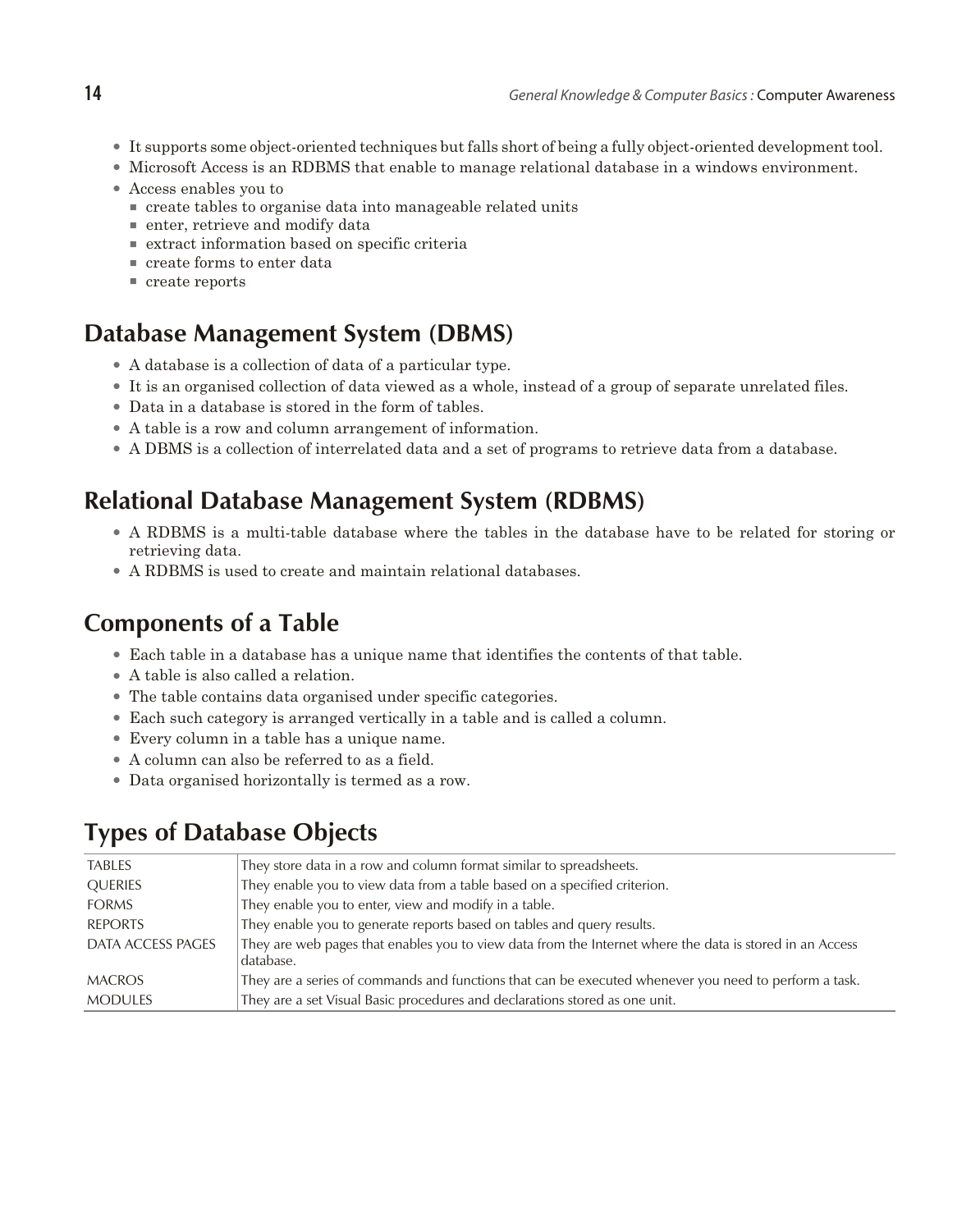- It supports some object-oriented techniques but falls short of being a fully object-oriented development tool.
- Microsoft Access is an RDBMS that enable to manage relational database in a windows environment.
- Access enables you to
  - create tables to organise data into manageable related units
  - enter, retrieve and modify data
  - extract information based on specific criteria
  - create forms to enter data
  - create reports

## Database Management System (DBMS)

- A database is a collection of data of a particular type.
- It is an organised collection of data viewed as a whole, instead of a group of separate unrelated files.
- Data in a database is stored in the form of tables.
- A table is a row and column arrangement of information.
- A DBMS is a collection of interrelated data and a set of programs to retrieve data from a database.

## Relational Database Management System (RDBMS)

- A RDBMS is a multi-table database where the tables in the database have to be related for storing or retrieving data.
- A RDBMS is used to create and maintain relational databases.

## Components of a Table

- Each table in a database has a unique name that identifies the contents of that table.
- A table is also called a relation.
- The table contains data organised under specific categories.
- Each such category is arranged vertically in a table and is called a column.
- Every column in a table has a unique name.
- A column can also be referred to as a field.
- Data organised horizontally is termed as a row.

## Types of Database Objects

| | |
|---|---|
| TABLES | They store data in a row and column format similar to spreadsheets. |
| QUERIES | They enable you to view data from a table based on a specified criterion. |
| FORMS | They enable you to enter, view and modify in a table. |
| REPORTS | They enable you to generate reports based on tables and query results. |
| DATA ACCESS PAGES | They are web pages that enables you to view data from the Internet where the data is stored in an Access database. |
| MACROS | They are a series of commands and functions that can be executed whenever you need to perform a task. |
| MODULES | They are a set Visual Basic procedures and declarations stored as one unit. |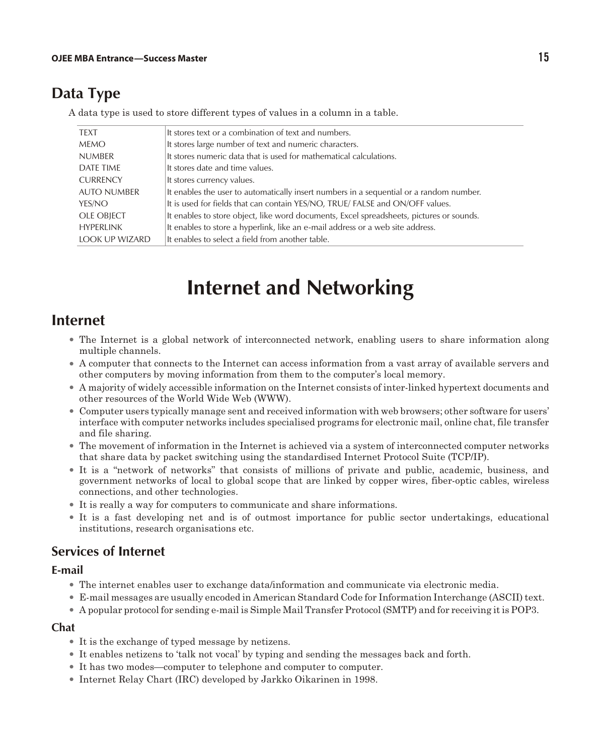## Data Type

A data type is used to store different types of values in a column in a table.

| | |
|---|---|
| TEXT | It stores text or a combination of text and numbers. |
| MEMO | It stores large number of text and numeric characters. |
| NUMBER | It stores numeric data that is used for mathematical calculations. |
| DATE TIME | It stores date and time values. |
| CURRENCY | It stores currency values. |
| AUTO NUMBER | It enables the user to automatically insert numbers in a sequential or a random number. |
| YES/NO | It is used for fields that can contain YES/NO, TRUE/ FALSE and ON/OFF values. |
| OLE OBJECT | It enables to store object, like word documents, Excel spreadsheets, pictures or sounds. |
| HYPERLINK | It enables to store a hyperlink, like an e-mail address or a web site address. |
| LOOK UP WIZARD | It enables to select a field from another table. |

# Internet and Networking

## Internet

- The Internet is a global network of interconnected network, enabling users to share information along multiple channels.
- A computer that connects to the Internet can access information from a vast array of available servers and other computers by moving information from them to the computer's local memory.
- A majority of widely accessible information on the Internet consists of inter-linked hypertext documents and other resources of the World Wide Web (WWW).
- Computer users typically manage sent and received information with web browsers; other software for users' interface with computer networks includes specialised programs for electronic mail, online chat, file transfer and file sharing.
- The movement of information in the Internet is achieved via a system of interconnected computer networks that share data by packet switching using the standardised Internet Protocol Suite (TCP/IP).
- It is a "network of networks" that consists of millions of private and public, academic, business, and government networks of local to global scope that are linked by copper wires, fiber-optic cables, wireless connections, and other technologies.
- It is really a way for computers to communicate and share informations.
- It is a fast developing net and is of outmost importance for public sector undertakings, educational institutions, research organisations etc.

### Services of Internet

#### E-mail

- The internet enables user to exchange data/information and communicate via electronic media.
- E-mail messages are usually encoded in American Standard Code for Information Interchange (ASCII) text.
- A popular protocol for sending e-mail is Simple Mail Transfer Protocol (SMTP) and for receiving it is POP3.

#### Chat

- It is the exchange of typed message by netizens.
- It enables netizens to 'talk not vocal' by typing and sending the messages back and forth.
- It has two modes—computer to telephone and computer to computer.
- Internet Relay Chart (IRC) developed by Jarkko Oikarinen in 1998.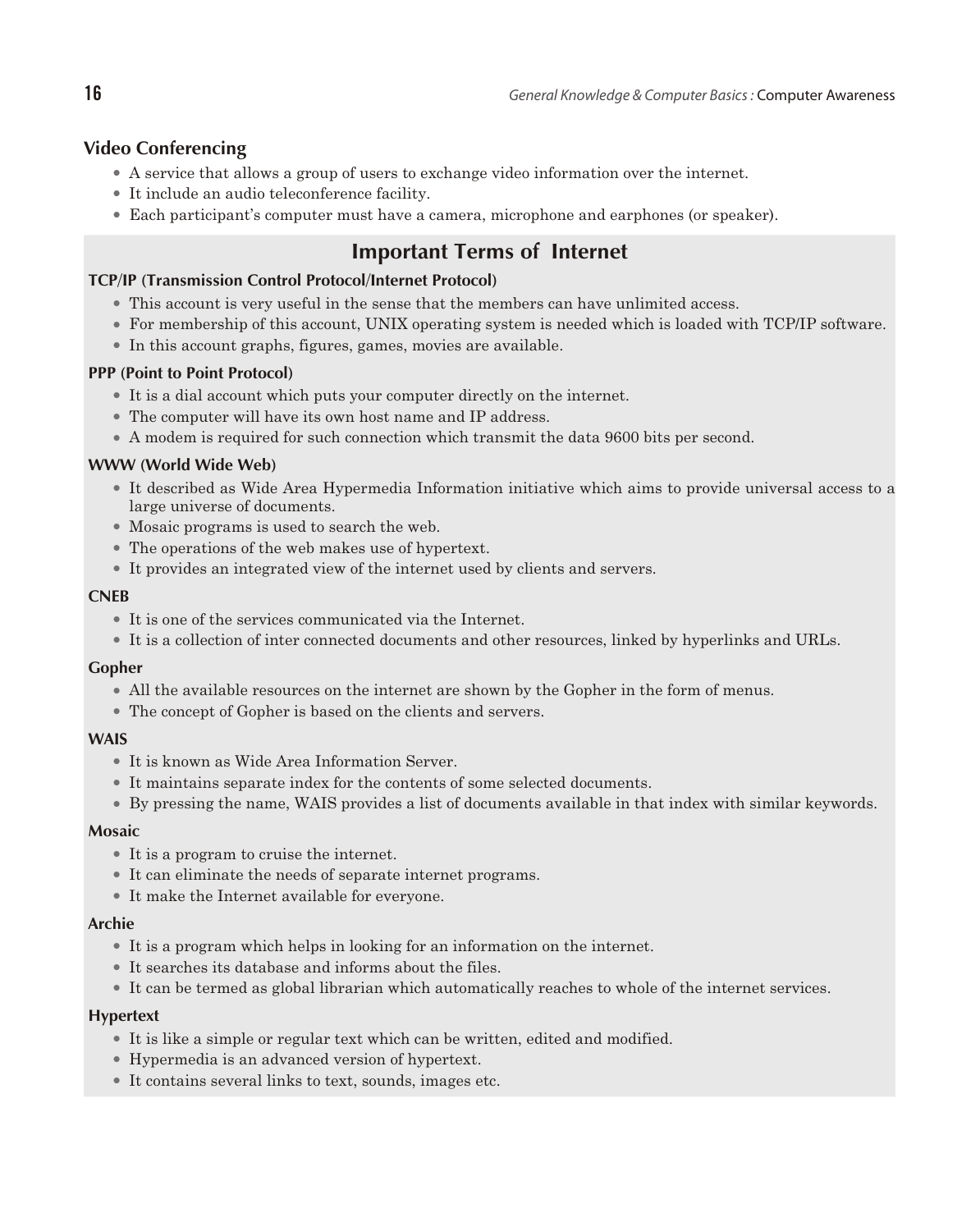## Video Conferencing

- A service that allows a group of users to exchange video information over the internet.
- It include an audio teleconference facility.
- Each participant's computer must have a camera, microphone and earphones (or speaker).

## Important Terms of Internet

### TCP/IP (Transmission Control Protocol/Internet Protocol)

- This account is very useful in the sense that the members can have unlimited access.
- For membership of this account, UNIX operating system is needed which is loaded with TCP/IP software.
- In this account graphs, figures, games, movies are available.

### PPP (Point to Point Protocol)

- It is a dial account which puts your computer directly on the internet.
- The computer will have its own host name and IP address.
- A modem is required for such connection which transmit the data 9600 bits per second.

### WWW (World Wide Web)

- It described as Wide Area Hypermedia Information initiative which aims to provide universal access to a large universe of documents.
- Mosaic programs is used to search the web.
- The operations of the web makes use of hypertext.
- It provides an integrated view of the internet used by clients and servers.

### CNEB

- It is one of the services communicated via the Internet.
- It is a collection of inter connected documents and other resources, linked by hyperlinks and URLs.

### Gopher

- All the available resources on the internet are shown by the Gopher in the form of menus.
- The concept of Gopher is based on the clients and servers.

### WAIS

- It is known as Wide Area Information Server.
- It maintains separate index for the contents of some selected documents.
- By pressing the name, WAIS provides a list of documents available in that index with similar keywords.

### Mosaic

- It is a program to cruise the internet.
- It can eliminate the needs of separate internet programs.
- It make the Internet available for everyone.

### Archie

- It is a program which helps in looking for an information on the internet.
- It searches its database and informs about the files.
- It can be termed as global librarian which automatically reaches to whole of the internet services.

### Hypertext

- It is like a simple or regular text which can be written, edited and modified.
- Hypermedia is an advanced version of hypertext.
- It contains several links to text, sounds, images etc.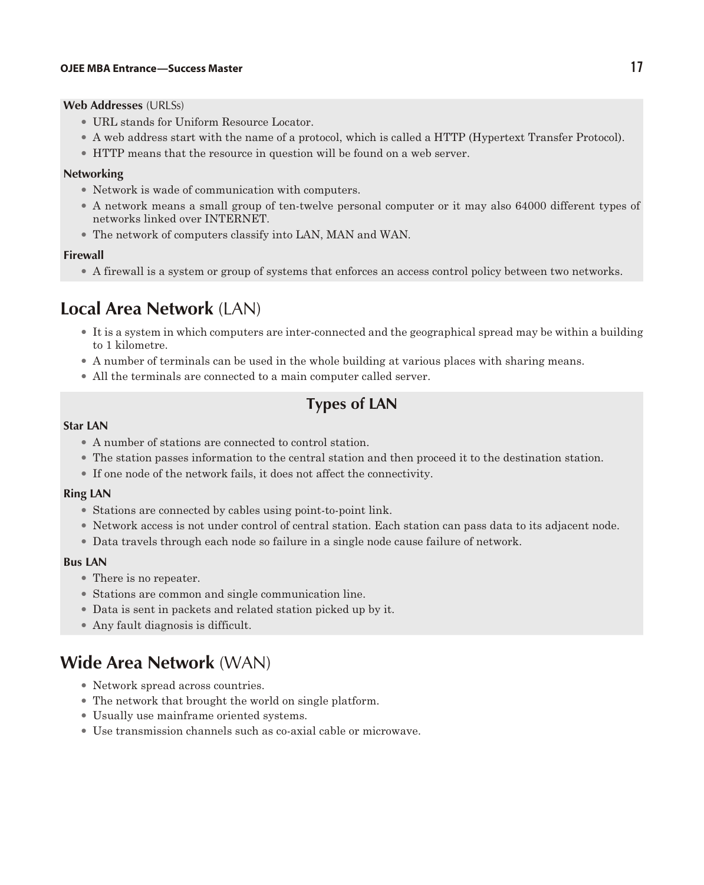**Web Addresses** (URLSs)

- URL stands for Uniform Resource Locator.
- A web address start with the name of a protocol, which is called a HTTP (Hypertext Transfer Protocol).
- HTTP means that the resource in question will be found on a web server.

**Networking**

- Network is wade of communication with computers.
- A network means a small group of ten-twelve personal computer or it may also 64000 different types of networks linked over INTERNET.
- The network of computers classify into LAN, MAN and WAN.

**Firewall**

- A firewall is a system or group of systems that enforces an access control policy between two networks.

## Local Area Network (LAN)

- It is a system in which computers are inter-connected and the geographical spread may be within a building to 1 kilometre.
- A number of terminals can be used in the whole building at various places with sharing means.
- All the terminals are connected to a main computer called server.

### Types of LAN

**Star LAN**

- A number of stations are connected to control station.
- The station passes information to the central station and then proceed it to the destination station.
- If one node of the network fails, it does not affect the connectivity.

**Ring LAN**

- Stations are connected by cables using point-to-point link.
- Network access is not under control of central station. Each station can pass data to its adjacent node.
- Data travels through each node so failure in a single node cause failure of network.

**Bus LAN**

- There is no repeater.
- Stations are common and single communication line.
- Data is sent in packets and related station picked up by it.
- Any fault diagnosis is difficult.

## Wide Area Network (WAN)

- Network spread across countries.
- The network that brought the world on single platform.
- Usually use mainframe oriented systems.
- Use transmission channels such as co-axial cable or microwave.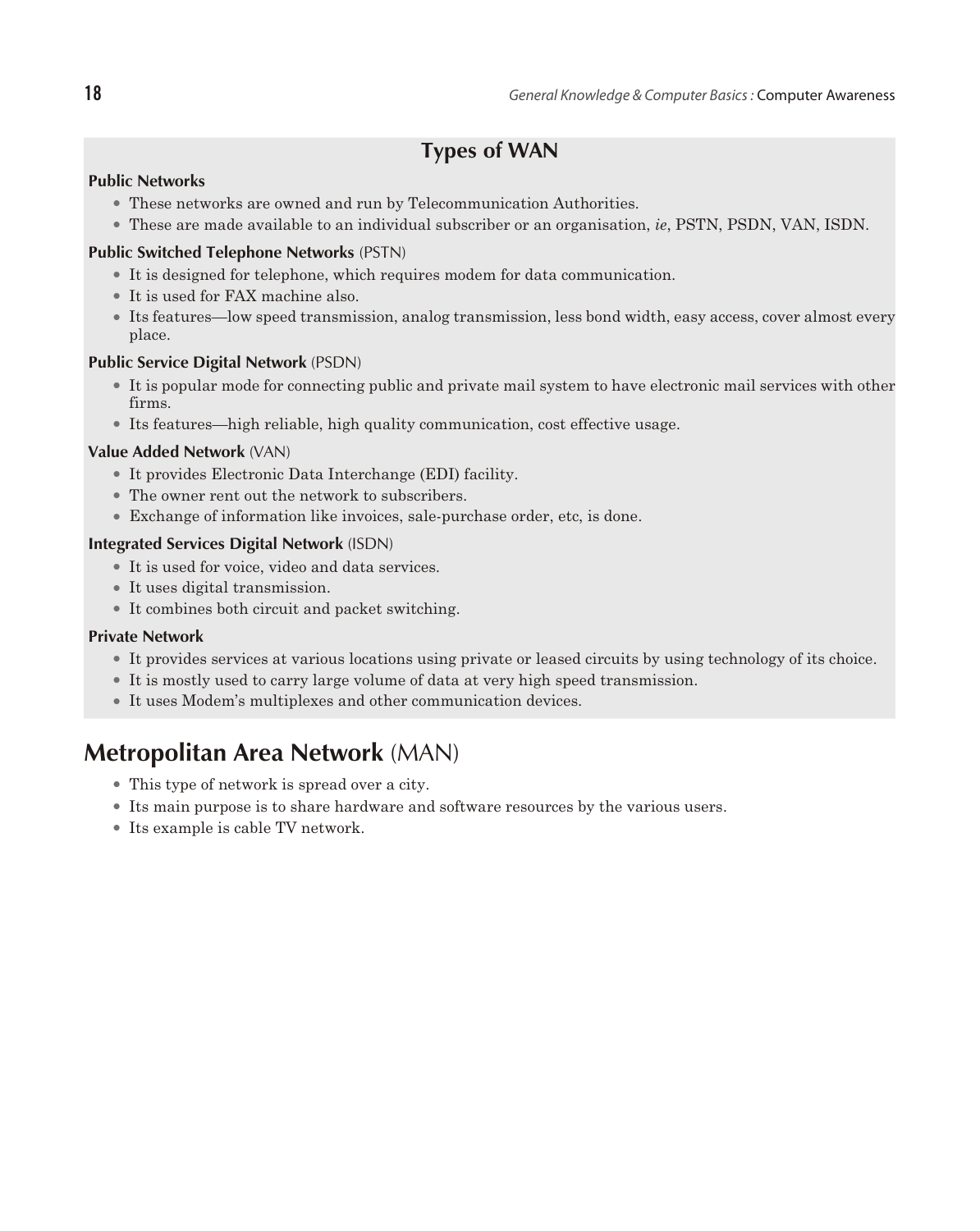## Types of WAN

**Public Networks**

- These networks are owned and run by Telecommunication Authorities.
- These are made available to an individual subscriber or an organisation, *ie*, PSTN, PSDN, VAN, ISDN.

**Public Switched Telephone Networks** (PSTN)

- It is designed for telephone, which requires modem for data communication.
- It is used for FAX machine also.
- Its features—low speed transmission, analog transmission, less bond width, easy access, cover almost every place.

**Public Service Digital Network** (PSDN)

- It is popular mode for connecting public and private mail system to have electronic mail services with other firms.
- Its features—high reliable, high quality communication, cost effective usage.

**Value Added Network** (VAN)

- It provides Electronic Data Interchange (EDI) facility.
- The owner rent out the network to subscribers.
- Exchange of information like invoices, sale-purchase order, etc, is done.

**Integrated Services Digital Network** (ISDN)

- It is used for voice, video and data services.
- It uses digital transmission.
- It combines both circuit and packet switching.

**Private Network**

- It provides services at various locations using private or leased circuits by using technology of its choice.
- It is mostly used to carry large volume of data at very high speed transmission.
- It uses Modem's multiplexes and other communication devices.

## Metropolitan Area Network (MAN)

- This type of network is spread over a city.
- Its main purpose is to share hardware and software resources by the various users.
- Its example is cable TV network.